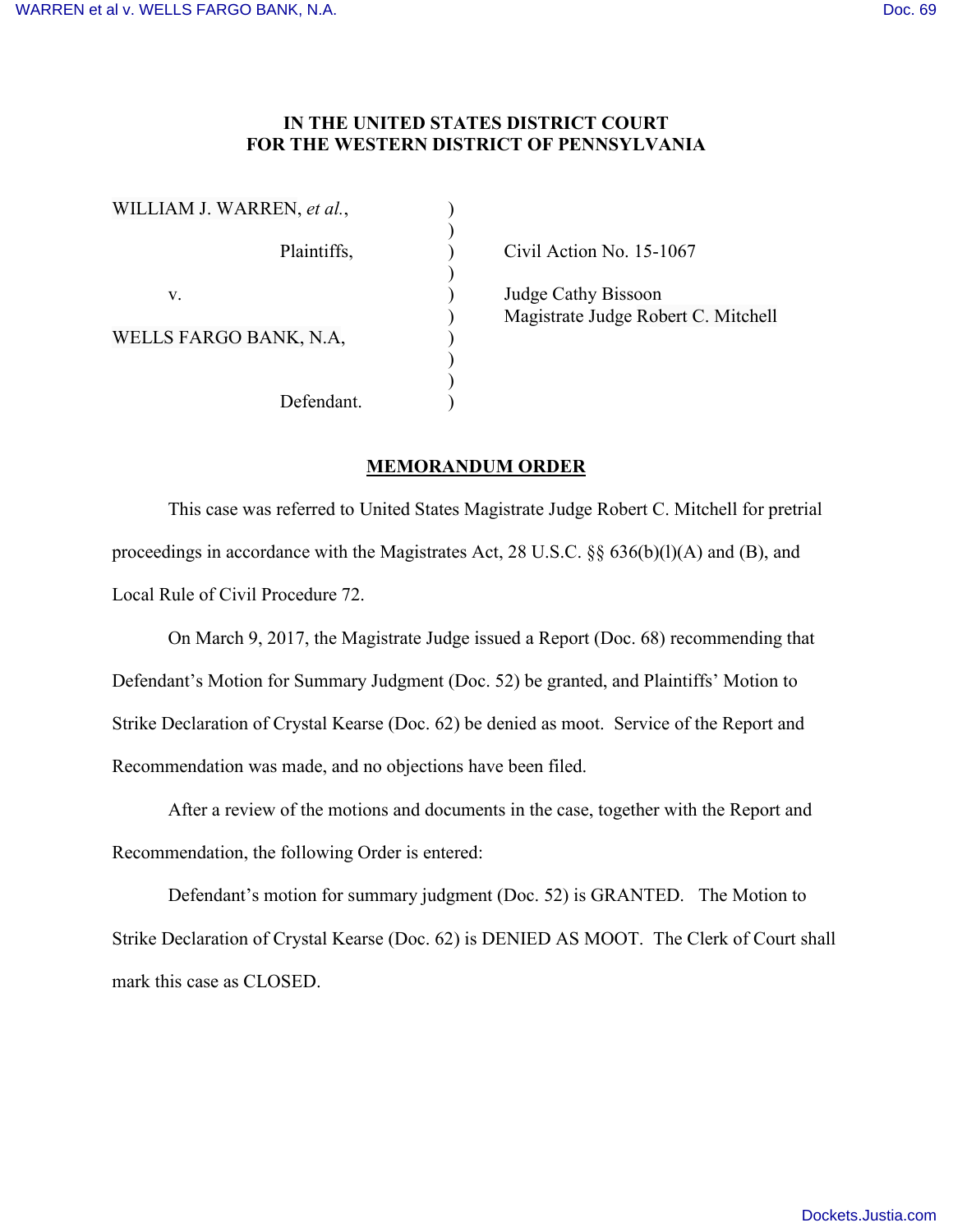**IN THE UNITED STATES DISTRICT COURT**
**FOR THE WESTERN DISTRICT OF PENNSYLVANIA**

| | | |
|---|---|---|
| WILLIAM J. WARREN, *et al.*, | ) | |
| | ) | |
| Plaintiffs, | ) | Civil Action No. 15-1067 |
| | ) | |
| v. | ) | Judge Cathy Bissoon |
| | ) | Magistrate Judge Robert C. Mitchell |
| WELLS FARGO BANK, N.A, | ) | |
| | ) | |
| | ) | |
| Defendant. | ) | |

**MEMORANDUM ORDER**

This case was referred to United States Magistrate Judge Robert C. Mitchell for pretrial proceedings in accordance with the Magistrates Act, 28 U.S.C. §§ 636(b)(l)(A) and (B), and Local Rule of Civil Procedure 72.

On March 9, 2017, the Magistrate Judge issued a Report (Doc. 68) recommending that Defendant's Motion for Summary Judgment (Doc. 52) be granted, and Plaintiffs' Motion to Strike Declaration of Crystal Kearse (Doc. 62) be denied as moot. Service of the Report and Recommendation was made, and no objections have been filed.

After a review of the motions and documents in the case, together with the Report and Recommendation, the following Order is entered:

Defendant's motion for summary judgment (Doc. 52) is GRANTED. The Motion to Strike Declaration of Crystal Kearse (Doc. 62) is DENIED AS MOOT. The Clerk of Court shall mark this case as CLOSED.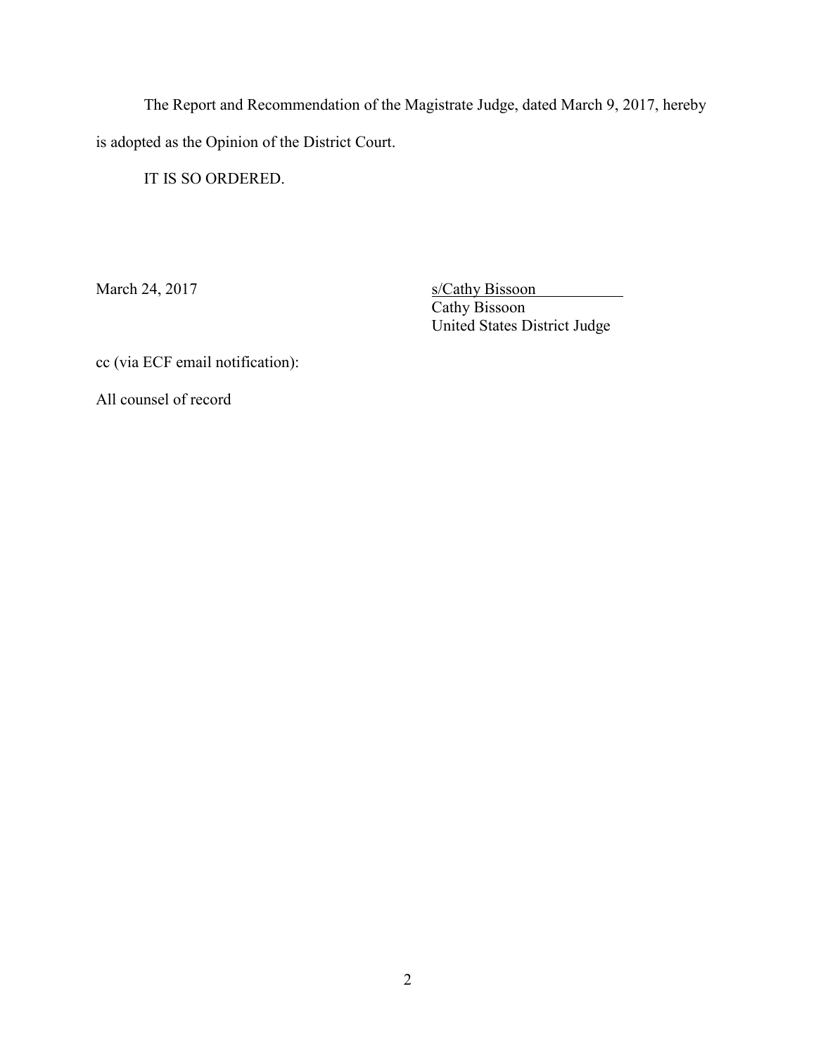The Report and Recommendation of the Magistrate Judge, dated March 9, 2017, hereby is adopted as the Opinion of the District Court.

IT IS SO ORDERED.

March 24, 2017

s/Cathy Bissoon
Cathy Bissoon
United States District Judge

cc (via ECF email notification):

All counsel of record